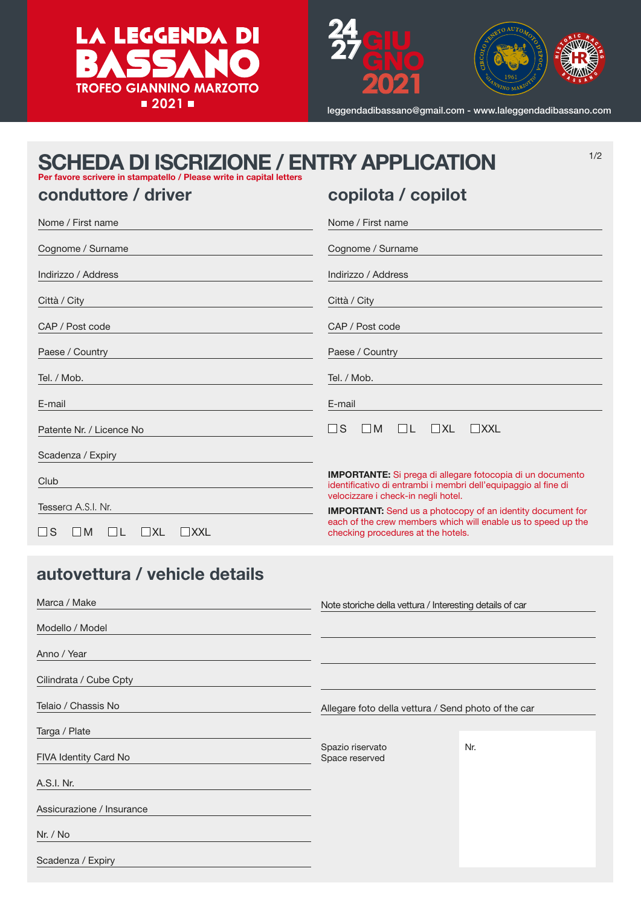# LA LEGGENDA DI BASSANO

**TROFEO GIANNINO MARZOTTO**

**2021**

**24 27 GIUGNO 2021**

leggendadibassano@gmail.com - www.laleggendadibassano.com

## SCHEDA DI ISCRIZIONE / ENTRY APPLICATION

**Per favore scrivere in stampatello / Please write in capital letters**

### conduttore / driver

Nome / First name ______________________

Cognome / Surname ______________________

Indirizzo / Address ______________________

Città / City ______________________

CAP / Post code ______________________

Paese / Country ______________________

Tel. / Mob. ______________________

E-mail ______________________

Patente Nr. / Licence No ______________________

Scadenza / Expiry ______________________

Club ______________________

Tessera A.S.I. Nr. ______________________

☐ S ☐ M ☐ L ☐ XL ☐ XXL

### copilota / copilot

Nome / First name ______________________

Cognome / Surname ______________________

Indirizzo / Address ______________________

Città / City ______________________

CAP / Post code ______________________

Paese / Country ______________________

Tel. / Mob. ______________________

E-mail ______________________

☐ S ☐ M ☐ L ☐ XL ☐ XXL

**IMPORTANTE:** Si prega di allegare fotocopia di un documento identificativo di entrambi i membri dell'equipaggio al fine di velocizzare i check-in negli hotel.

**IMPORTANT:** Send us a photocopy of an identity document for each of the crew members which will enable us to speed up the checking procedures at the hotels.

## autovettura / vehicle details

Marca / Make ______________________

Modello / Model ______________________

Anno / Year ______________________

Cilindrata / Cube Cpty ______________________

Telaio / Chassis No ______________________

Targa / Plate ______________________

FIVA Identity Card No ______________________

A.S.I. Nr. ______________________

Assicurazione / Insurance ______________________

Nr. / No ______________________

Scadenza / Expiry ______________________

Note storiche della vettura / Interesting details of car ______________________

______________________

______________________

______________________

Allegare foto della vettura / Send photo of the car ______________________

Spazio riservato
Space reserved

Nr.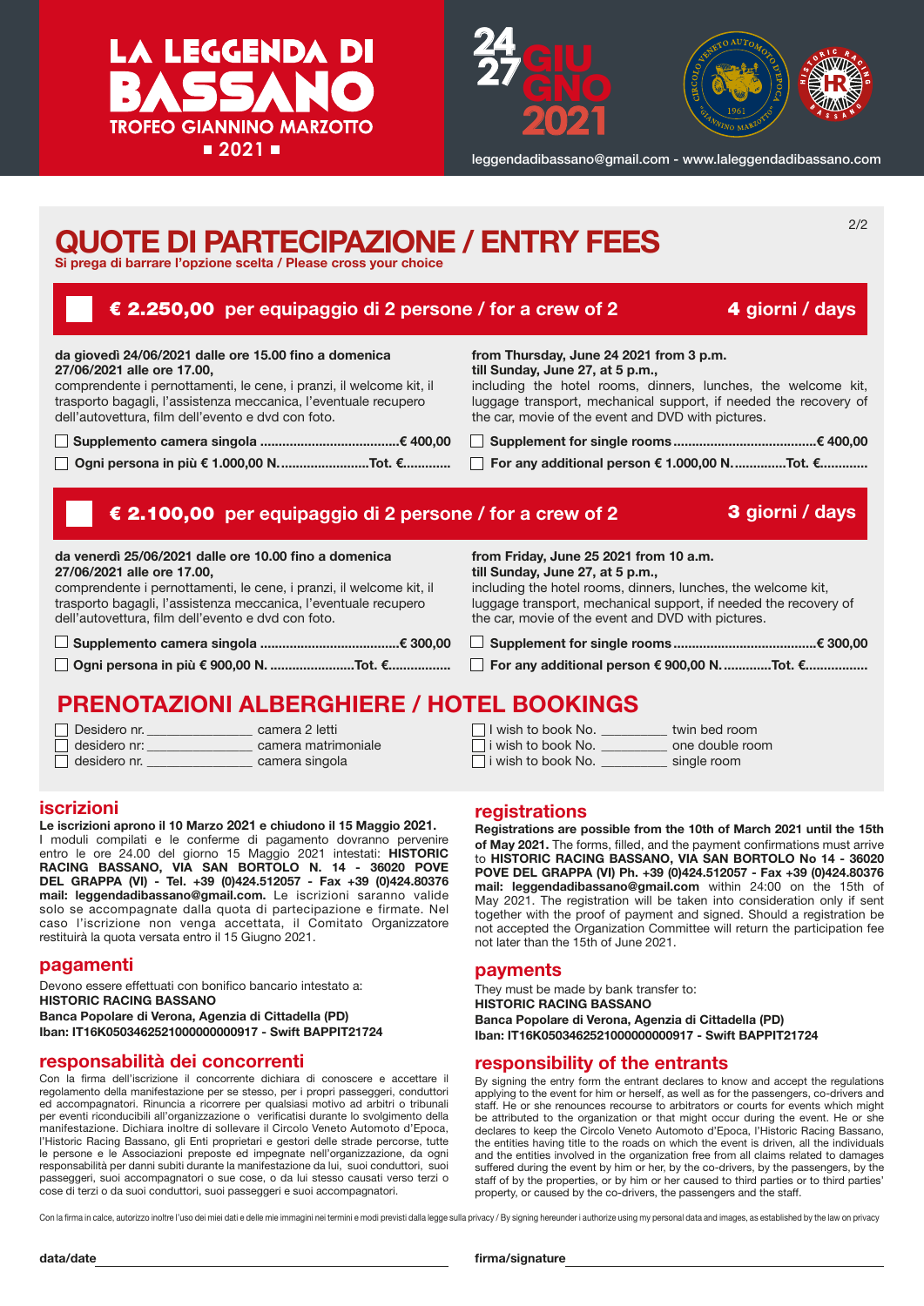# LA LEGGENDA DI BASSANO

TROFEO GIANNINO MARZOTTO

■ 2021 ■

24 27 GIUGNO 2021

leggendadibassano@gmail.com - www.laleggendadibassano.com

## QUOTE DI PARTECIPAZIONE / ENTRY FEES

**Si prega di barrare l'opzione scelta / Please cross your choice**

### ☐ € 2.250,00 per equipaggio di 2 persone / for a crew of 2 — 4 giorni / days

**da giovedì 24/06/2021 dalle ore 15.00 fino a domenica 27/06/2021 alle ore 17.00,**
comprendente i pernottamenti, le cene, i pranzi, il welcome kit, il trasporto bagagli, l'assistenza meccanica, l'eventuale recupero dell'autovettura, film dell'evento e dvd con foto.

- ☐ **Supplemento camera singola ....................................€ 400,00**
- ☐ **Ogni persona in più € 1.000,00 N. .......................Tot. €............**

**from Thursday, June 24 2021 from 3 p.m. till Sunday, June 27, at 5 p.m.,**
including the hotel rooms, dinners, lunches, the welcome kit, luggage transport, mechanical support, if needed the recovery of the car, movie of the event and DVD with pictures.

- ☐ **Supplement for single rooms.......................................€ 400,00**
- ☐ **For any additional person € 1.000,00 N. .............Tot. €............**

### ☐ € 2.100,00 per equipaggio di 2 persone / for a crew of 2 — 3 giorni / days

**da venerdì 25/06/2021 dalle ore 10.00 fino a domenica 27/06/2021 alle ore 17.00,**
comprendente i pernottamenti, le cene, i pranzi, il welcome kit, il trasporto bagagli, l'assistenza meccanica, l'eventuale recupero dell'autovettura, film dell'evento e dvd con foto.

- ☐ **Supplemento camera singola ....................................€ 300,00**
- ☐ **Ogni persona in più € 900,00 N. ......................Tot. €................**

**from Friday, June 25 2021 from 10 a.m. till Sunday, June 27, at 5 p.m.,**
including the hotel rooms, dinners, lunches, the welcome kit, luggage transport, mechanical support, if needed the recovery of the car, movie of the event and DVD with pictures.

- ☐ **Supplement for single rooms.......................................€ 300,00**
- ☐ **For any additional person € 900,00 N. ............Tot. €................**

## PRENOTAZIONI ALBERGHIERE / HOTEL BOOKINGS

- ☐ Desidero nr. _______________ camera 2 letti
- ☐ desidero nr: _______________ camera matrimoniale
- ☐ desidero nr. _______________ camera singola

- ☐ I wish to book No. _________ twin bed room
- ☐ i wish to book No. _________ one double room
- ☐ i wish to book No. _________ single room

## iscrizioni

**Le iscrizioni aprono il 10 Marzo 2021 e chiudono il 15 Maggio 2021.**
I moduli compilati e le conferme di pagamento dovranno pervenire entro le ore 24.00 del giorno 15 Maggio 2021 intestati: **HISTORIC RACING BASSANO, VIA SAN BORTOLO N. 14 - 36020 POVE DEL GRAPPA (VI) - Tel. +39 (0)424.512057 - Fax +39 (0)424.80376 mail: leggendadibassano@gmail.com.** Le iscrizioni saranno valide solo se accompagnate dalla quota di partecipazione e firmate. Nel caso l'iscrizione non venga accettata, il Comitato Organizzatore restituirà la quota versata entro il 15 Giugno 2021.

## registrations

**Registrations are possible from the 10th of March 2021 until the 15th of May 2021.** The forms, filled, and the payment confirmations must arrive to **HISTORIC RACING BASSANO, VIA SAN BORTOLO No 14 - 36020 POVE DEL GRAPPA (VI) Ph. +39 (0)424.512057 - Fax +39 (0)424.80376 mail: leggendadibassano@gmail.com** within 24:00 on the 15th of May 2021. The registration will be taken into consideration only if sent together with the proof of payment and signed. Should a registration be not accepted the Organization Committee will return the participation fee not later than the 15th of June 2021.

## pagamenti

Devono essere effettuati con bonifico bancario intestato a:
**HISTORIC RACING BASSANO**
**Banca Popolare di Verona, Agenzia di Cittadella (PD)**
**Iban: IT16K0503462521000000000917 - Swift BAPPIT21724**

## payments

They must be made by bank transfer to:
**HISTORIC RACING BASSANO**
**Banca Popolare di Verona, Agenzia di Cittadella (PD)**
**Iban: IT16K0503462521000000000917 - Swift BAPPIT21724**

## responsabilità dei concorrenti

Con la firma dell'iscrizione il concorrente dichiara di conoscere e accettare il regolamento della manifestazione per se stesso, per i propri passeggeri, conduttori ed accompagnatori. Rinuncia a ricorrere per qualsiasi motivo ad arbitri o tribunali per eventi riconducibili all'organizzazione o verificatisi durante lo svolgimento della manifestazione. Dichiara inoltre di sollevare il Circolo Veneto Automoto d'Epoca, l'Historic Racing Bassano, gli Enti proprietari e gestori delle strade percorse, tutte le persone e le Associazioni preposte ed impegnate nell'organizzazione, da ogni responsabilità per danni subiti durante la manifestazione da lui, suoi conduttori, suoi passeggeri, suoi accompagnatori o sue cose, o da lui stesso causati verso terzi o cose di terzi o da suoi conduttori, suoi passeggeri e suoi accompagnatori.

## responsibility of the entrants

By signing the entry form the entrant declares to know and accept the regulations applying to the event for him or herself, as well as for the passengers, co-drivers and staff. He or she renounces recourse to arbitrators or courts for events which might be attributed to the organization or that might occur during the event. He or she declares to keep the Circolo Veneto Automoto d'Epoca, l'Historic Racing Bassano, the entities having title to the roads on which the event is driven, all the individuals and the entities involved in the organization free from all claims related to damages suffered during the event by him or her, by the co-drivers, by the passengers, by the staff of by the properties, or by him or her caused to third parties or to third parties' property, or caused by the co-drivers, the passengers and the staff.

Con la firma in calce, autorizzo inoltre l'uso dei miei dati e delle mie immagini nei termini e modi previsti dalla legge sulla privacy / By signing hereunder i authorize using my personal data and images, as established by the law on privacy

**data/date** ______________________________

**firma/signature** ______________________________